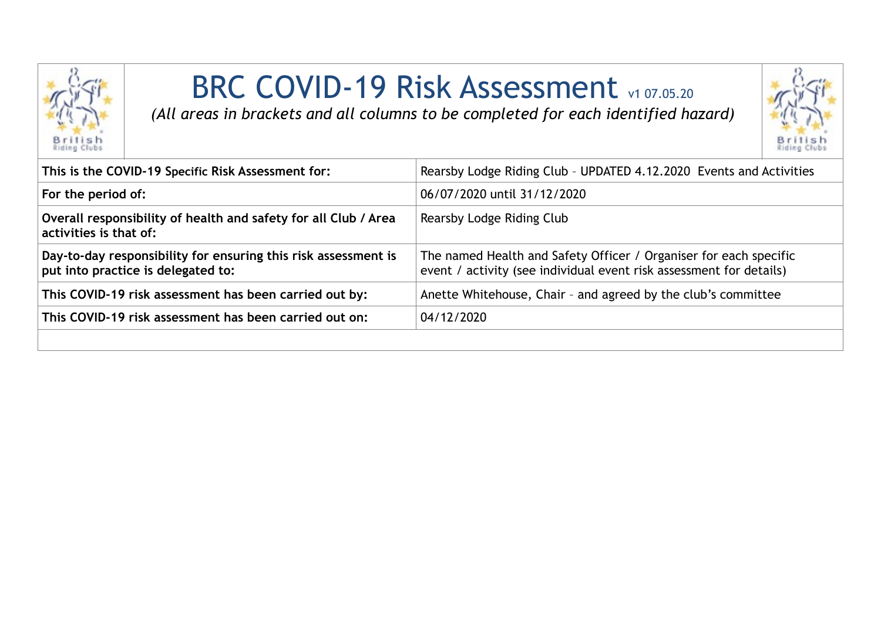# BRC COVID-19 Risk Assessment v1 07.05.20

*(All areas in brackets and all columns to be completed for each identified hazard)*

| | |
|---|---|
| **This is the COVID-19 Specific Risk Assessment for:** | Rearsby Lodge Riding Club – UPDATED 4.12.2020 Events and Activities |
| **For the period of:** | 06/07/2020 until 31/12/2020 |
| **Overall responsibility of health and safety for all Club / Area activities is that of:** | Rearsby Lodge Riding Club |
| **Day-to-day responsibility for ensuring this risk assessment is put into practice is delegated to:** | The named Health and Safety Officer / Organiser for each specific event / activity (see individual event risk assessment for details) |
| **This COVID-19 risk assessment has been carried out by:** | Anette Whitehouse, Chair – and agreed by the club's committee |
| **This COVID-19 risk assessment has been carried out on:** | 04/12/2020 |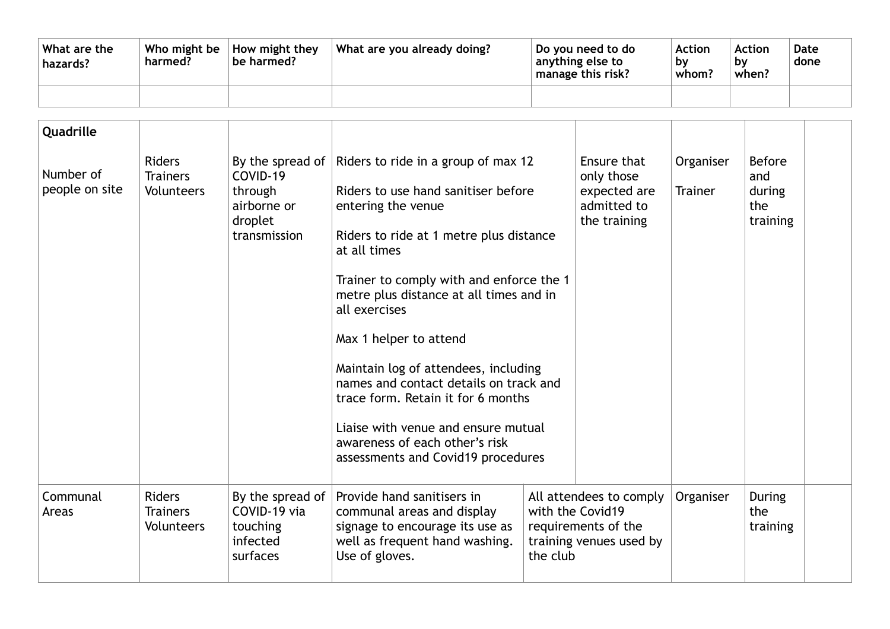| What are the hazards? | Who might be harmed? | How might they be harmed? | What are you already doing? | Do you need to do anything else to manage this risk? | Action by whom? | Action by when? | Date done |
|---|---|---|---|---|---|---|---|
| | | | | | | | |
| **Quadrille**<br><br>Number of people on site | Riders<br>Trainers<br>Volunteers | By the spread of COVID-19 through airborne or droplet transmission | Riders to ride in a group of max 12<br><br>Riders to use hand sanitiser before entering the venue<br><br>Riders to ride at 1 metre plus distance at all times<br><br>Trainer to comply with and enforce the 1 metre plus distance at all times and in all exercises<br><br>Max 1 helper to attend<br><br>Maintain log of attendees, including names and contact details on track and trace form. Retain it for 6 months<br><br>Liaise with venue and ensure mutual awareness of each other's risk assessments and Covid19 procedures | Ensure that only those expected are admitted to the training | Organiser<br><br>Trainer | Before and during the training | |
| Communal Areas | Riders<br>Trainers<br>Volunteers | By the spread of COVID-19 via touching infected surfaces | Provide hand sanitisers in communal areas and display signage to encourage its use as well as frequent hand washing. Use of gloves. | All attendees to comply with the Covid19 requirements of the training venues used by the club | Organiser | During the training | |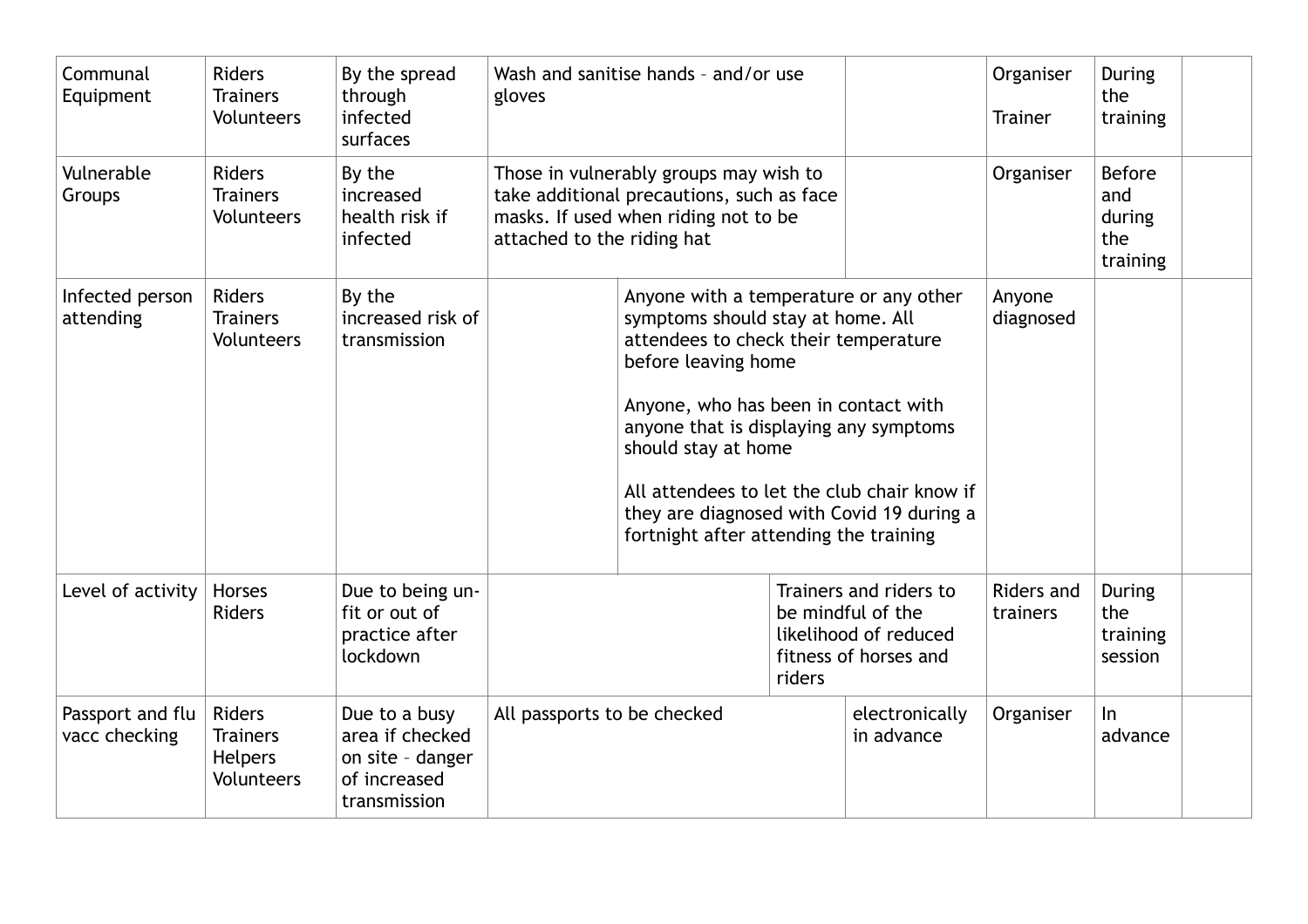| Communal Equipment | Riders<br>Trainers<br>Volunteers | By the spread through infected surfaces | Wash and sanitise hands – and/or use gloves | | Organiser<br><br>Trainer | During the training | |
|---|---|---|---|---|---|---|---|
| Vulnerable Groups | Riders<br>Trainers<br>Volunteers | By the increased health risk if infected | Those in vulnerably groups may wish to take additional precautions, such as face masks. If used when riding not to be attached to the riding hat | | Organiser | Before and during the training | |
| Infected person attending | Riders<br>Trainers<br>Volunteers | By the increased risk of transmission | | Anyone with a temperature or any other symptoms should stay at home. All attendees to check their temperature before leaving home<br><br>Anyone, who has been in contact with anyone that is displaying any symptoms should stay at home<br><br>All attendees to let the club chair know if they are diagnosed with Covid 19 during a fortnight after attending the training | Anyone diagnosed | | |
| Level of activity | Horses<br>Riders | Due to being un-fit or out of practice after lockdown | | Trainers and riders to be mindful of the likelihood of reduced fitness of horses and riders | Riders and trainers | During the training session | |
| Passport and flu vacc checking | Riders<br>Trainers<br>Helpers<br>Volunteers | Due to a busy area if checked on site – danger of increased transmission | All passports to be checked | electronically in advance | Organiser | In advance | |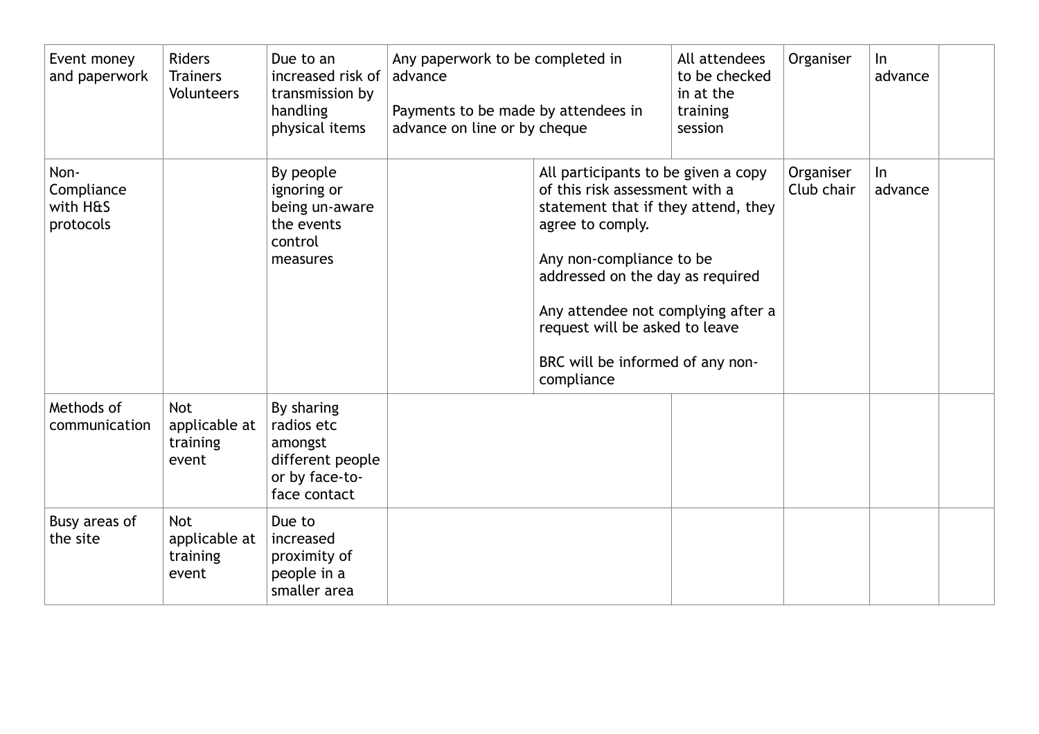| | | | | | | | |
|---|---|---|---|---|---|---|---|
| Event money and paperwork | Riders<br>Trainers<br>Volunteers | Due to an increased risk of transmission by handling physical items | Any paperwork to be completed in advance<br><br>Payments to be made by attendees in advance on line or by cheque | All attendees to be checked in at the training session | Organiser | In advance | |
| Non-Compliance with H&S protocols | | By people ignoring or being un-aware the events control measures | All participants to be given a copy of this risk assessment with a statement that if they attend, they agree to comply.<br><br>Any non-compliance to be addressed on the day as required<br><br>Any attendee not complying after a request will be asked to leave<br><br>BRC will be informed of any non-compliance | | Organiser<br>Club chair | In advance | |
| Methods of communication | Not applicable at training event | By sharing radios etc amongst different people or by face-to-face contact | | | | | |
| Busy areas of the site | Not applicable at training event | Due to increased proximity of people in a smaller area | | | | | |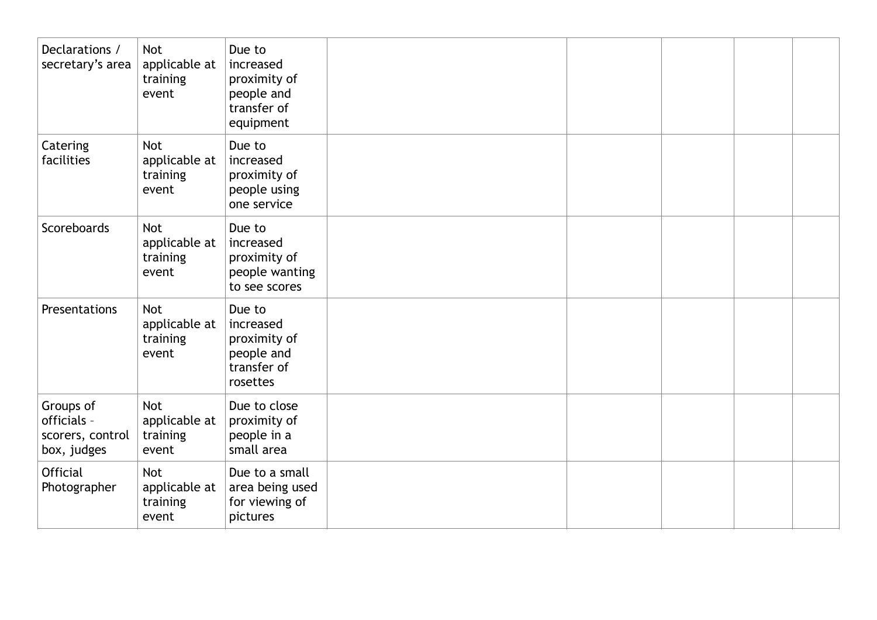| Declarations / secretary's area | Not applicable at training event | Due to increased proximity of people and transfer of equipment | | | | | |
|---|---|---|---|---|---|---|---|
| Catering facilities | Not applicable at training event | Due to increased proximity of people using one service | | | | | |
| Scoreboards | Not applicable at training event | Due to increased proximity of people wanting to see scores | | | | | |
| Presentations | Not applicable at training event | Due to increased proximity of people and transfer of rosettes | | | | | |
| Groups of officials – scorers, control box, judges | Not applicable at training event | Due to close proximity of people in a small area | | | | | |
| Official Photographer | Not applicable at training event | Due to a small area being used for viewing of pictures | | | | | |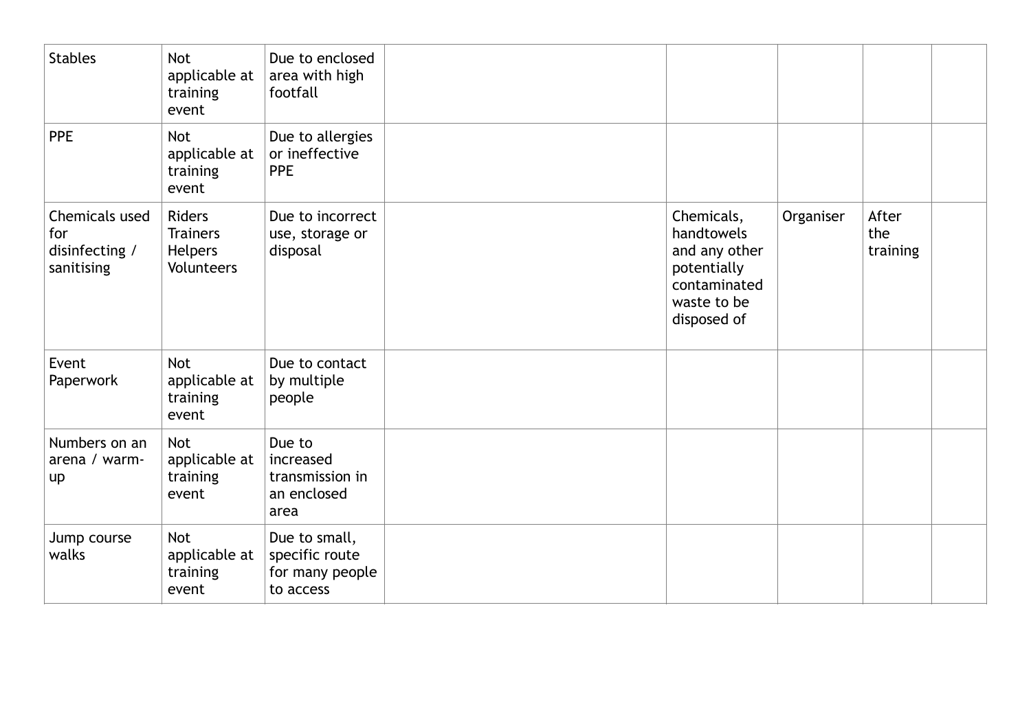| Stables | Not applicable at training event | Due to enclosed area with high footfall | | | | | |
|---|---|---|---|---|---|---|---|
| PPE | Not applicable at training event | Due to allergies or ineffective PPE | | | | | |
| Chemicals used for disinfecting / sanitising | Riders<br>Trainers<br>Helpers<br>Volunteers | Due to incorrect use, storage or disposal | | Chemicals, handtowels and any other potentially contaminated waste to be disposed of | Organiser | After the training | |
| Event Paperwork | Not applicable at training event | Due to contact by multiple people | | | | | |
| Numbers on an arena / warm-up | Not applicable at training event | Due to increased transmission in an enclosed area | | | | | |
| Jump course walks | Not applicable at training event | Due to small, specific route for many people to access | | | | | |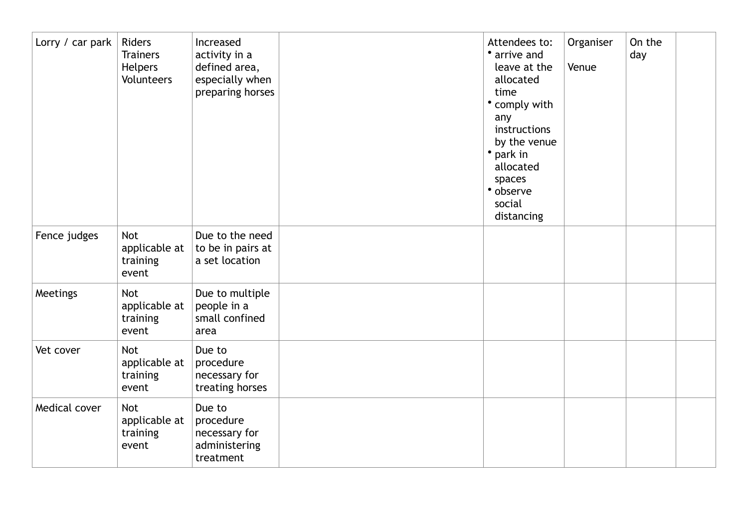| | | | | | | | |
|---|---|---|---|---|---|---|---|
| Lorry / car park | Riders<br>Trainers<br>Helpers<br>Volunteers | Increased activity in a defined area, especially when preparing horses | | Attendees to:<br>• arrive and leave at the allocated time<br>• comply with any instructions by the venue<br>• park in allocated spaces<br>• observe social distancing | Organiser<br><br>Venue | On the day | |
| Fence judges | Not applicable at training event | Due to the need to be in pairs at a set location | | | | | |
| Meetings | Not applicable at training event | Due to multiple people in a small confined area | | | | | |
| Vet cover | Not applicable at training event | Due to procedure necessary for treating horses | | | | | |
| Medical cover | Not applicable at training event | Due to procedure necessary for administering treatment | | | | | |